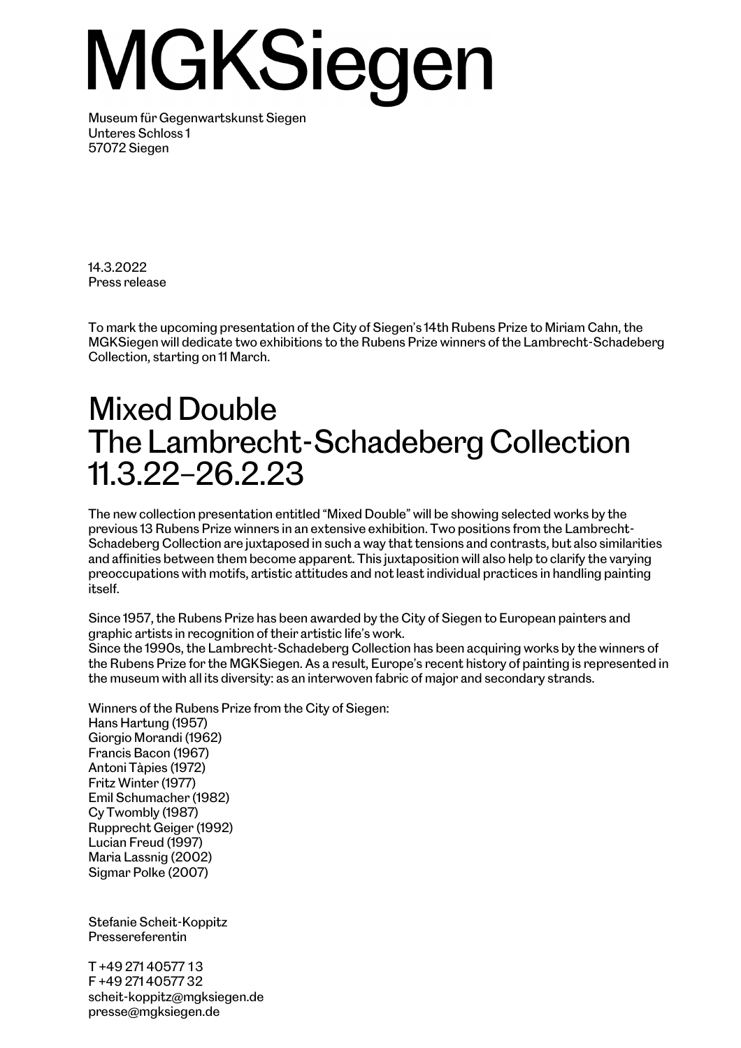# MGKSiegen

Museum für Gegenwartskunst Siegen
Unteres Schloss 1
57072 Siegen

14.3.2022
Press release

To mark the upcoming presentation of the City of Siegen's 14th Rubens Prize to Miriam Cahn, the MGKSiegen will dedicate two exhibitions to the Rubens Prize winners of the Lambrecht-Schadeberg Collection, starting on 11 March.

## Mixed Double
## The Lambrecht-Schadeberg Collection
## 11.3.22–26.2.23

The new collection presentation entitled "Mixed Double" will be showing selected works by the previous 13 Rubens Prize winners in an extensive exhibition. Two positions from the Lambrecht-Schadeberg Collection are juxtaposed in such a way that tensions and contrasts, but also similarities and affinities between them become apparent. This juxtaposition will also help to clarify the varying preoccupations with motifs, artistic attitudes and not least individual practices in handling painting itself.

Since 1957, the Rubens Prize has been awarded by the City of Siegen to European painters and graphic artists in recognition of their artistic life's work.
Since the 1990s, the Lambrecht-Schadeberg Collection has been acquiring works by the winners of the Rubens Prize for the MGKSiegen. As a result, Europe's recent history of painting is represented in the museum with all its diversity: as an interwoven fabric of major and secondary strands.

Winners of the Rubens Prize from the City of Siegen:
Hans Hartung (1957)
Giorgio Morandi (1962)
Francis Bacon (1967)
Antoni Tàpies (1972)
Fritz Winter (1977)
Emil Schumacher (1982)
Cy Twombly (1987)
Rupprecht Geiger (1992)
Lucian Freud (1997)
Maria Lassnig (2002)
Sigmar Polke (2007)

Stefanie Scheit-Koppitz
Pressereferentin

T +49 271 40577 13
F +49 271 40577 32
scheit-koppitz@mgksiegen.de
presse@mgksiegen.de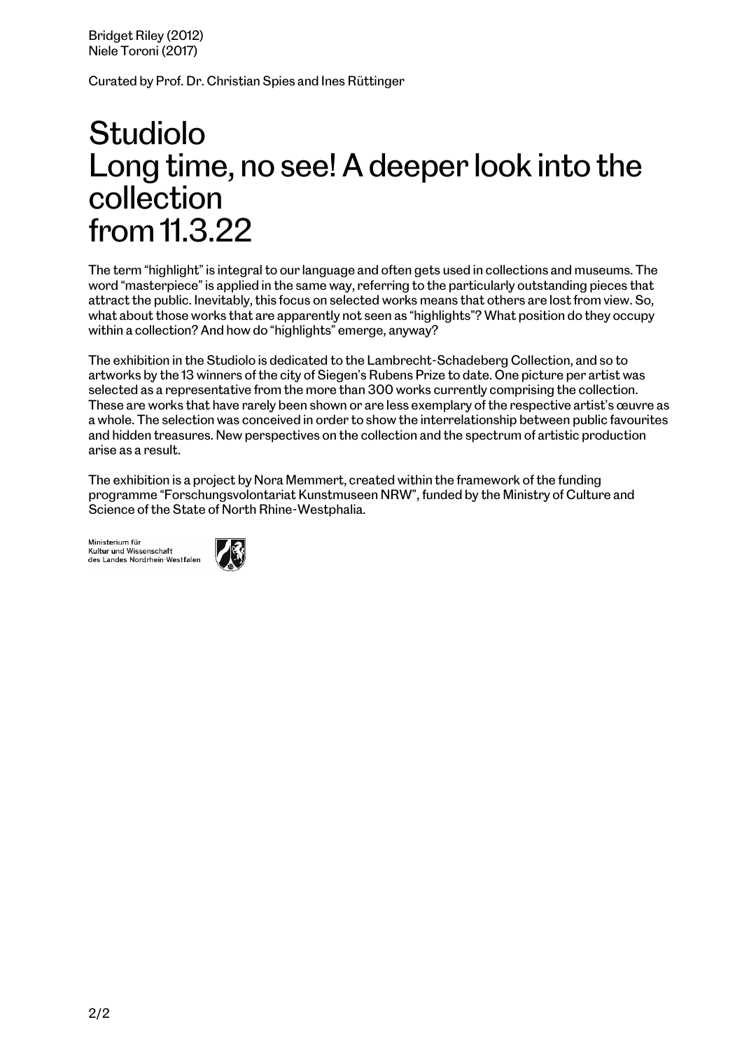Bridget Riley (2012)
Niele Toroni (2017)

Curated by Prof. Dr. Christian Spies and Ines Rüttinger

# Studiolo
# Long time, no see! A deeper look into the collection
# from 11.3.22

The term "highlight" is integral to our language and often gets used in collections and museums. The word "masterpiece" is applied in the same way, referring to the particularly outstanding pieces that attract the public. Inevitably, this focus on selected works means that others are lost from view. So, what about those works that are apparently not seen as "highlights"? What position do they occupy within a collection? And how do "highlights" emerge, anyway?

The exhibition in the Studiolo is dedicated to the Lambrecht-Schadeberg Collection, and so to artworks by the 13 winners of the city of Siegen's Rubens Prize to date. One picture per artist was selected as a representative from the more than 300 works currently comprising the collection. These are works that have rarely been shown or are less exemplary of the respective artist's œuvre as a whole. The selection was conceived in order to show the interrelationship between public favourites and hidden treasures. New perspectives on the collection and the spectrum of artistic production arise as a result.

The exhibition is a project by Nora Memmert, created within the framework of the funding programme "Forschungsvolontariat Kunstmuseen NRW", funded by the Ministry of Culture and Science of the State of North Rhine-Westphalia.

Ministerium für
Kultur und Wissenschaft
des Landes Nordrhein-Westfalen